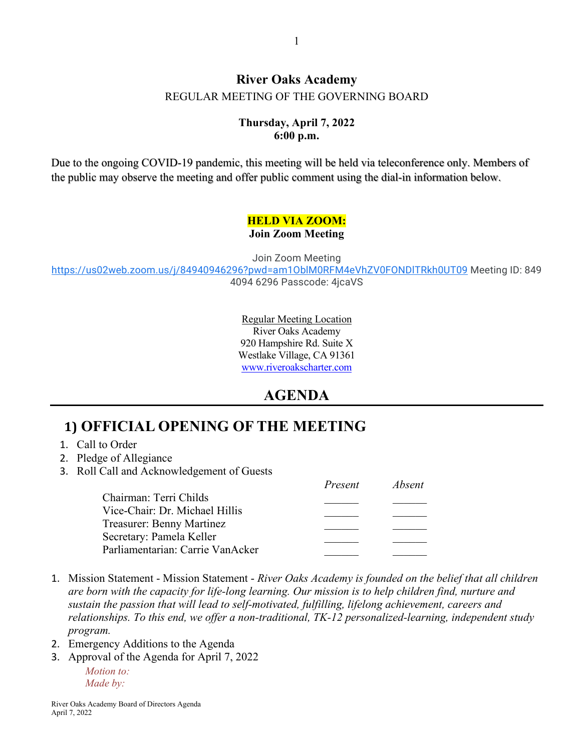# River Oaks Academy

REGULAR MEETING OF THE GOVERNING BOARD

**Thursday, April 7, 2022**
**6:00 p.m.**

Due to the ongoing COVID-19 pandemic, this meeting will be held via teleconference only. Members of the public may observe the meeting and offer public comment using the dial-in information below.

**HELD VIA ZOOM:**
**Join Zoom Meeting**

Join Zoom Meeting
https://us02web.zoom.us/j/84940946296?pwd=am1OblM0RFM4eVhZV0FONDlTRkh0UT09 Meeting ID: 849 4094 6296 Passcode: 4jcaVS

Regular Meeting Location
River Oaks Academy
920 Hampshire Rd. Suite X
Westlake Village, CA 91361
www.riveroakscharter.com

## AGENDA

## 1) OFFICIAL OPENING OF THE MEETING

1. Call to Order
2. Pledge of Allegiance
3. Roll Call and Acknowledgement of Guests

| | *Present* | *Absent* |
|---|---|---|
| Chairman: Terri Childs | ______ | ______ |
| Vice-Chair: Dr. Michael Hillis | ______ | ______ |
| Treasurer: Benny Martinez | ______ | ______ |
| Secretary: Pamela Keller | ______ | ______ |
| Parliamentarian: Carrie VanAcker | ______ | ______ |

1. Mission Statement - Mission Statement - *River Oaks Academy is founded on the belief that all children are born with the capacity for life-long learning. Our mission is to help children find, nurture and sustain the passion that will lead to self-motivated, fulfilling, lifelong achievement, careers and relationships. To this end, we offer a non-traditional, TK-12 personalized-learning, independent study program.*
2. Emergency Additions to the Agenda
3. Approval of the Agenda for April 7, 2022

   *Motion to:*
   *Made by:*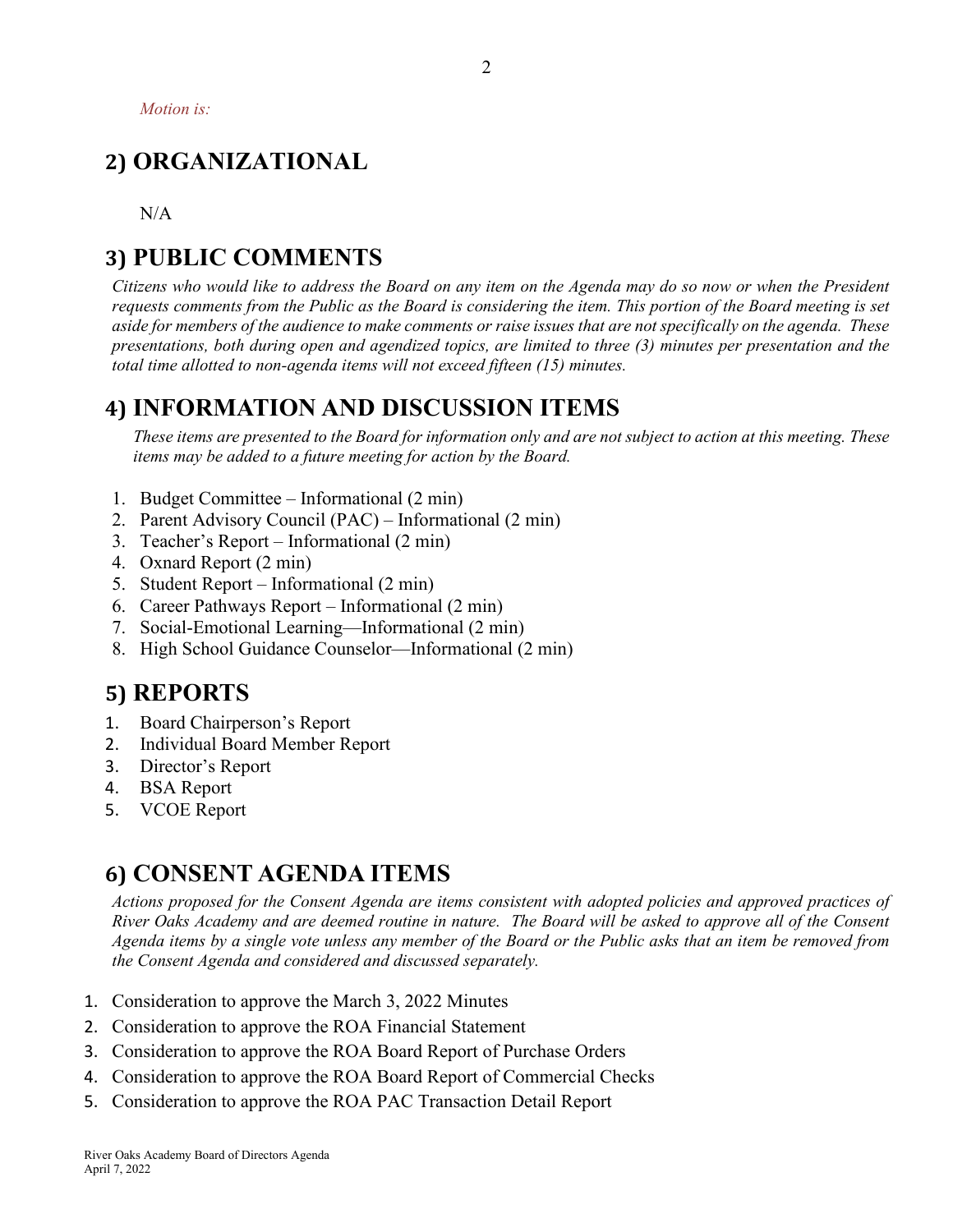*Motion is:*

## 2) ORGANIZATIONAL

N/A

## 3) PUBLIC COMMENTS

*Citizens who would like to address the Board on any item on the Agenda may do so now or when the President requests comments from the Public as the Board is considering the item. This portion of the Board meeting is set aside for members of the audience to make comments or raise issues that are not specifically on the agenda. These presentations, both during open and agendized topics, are limited to three (3) minutes per presentation and the total time allotted to non-agenda items will not exceed fifteen (15) minutes.*

## 4) INFORMATION AND DISCUSSION ITEMS

*These items are presented to the Board for information only and are not subject to action at this meeting. These items may be added to a future meeting for action by the Board.*

1. Budget Committee – Informational (2 min)
2. Parent Advisory Council (PAC) – Informational (2 min)
3. Teacher's Report – Informational (2 min)
4. Oxnard Report (2 min)
5. Student Report – Informational (2 min)
6. Career Pathways Report – Informational (2 min)
7. Social-Emotional Learning—Informational (2 min)
8. High School Guidance Counselor—Informational (2 min)

## 5) REPORTS

1. Board Chairperson's Report
2. Individual Board Member Report
3. Director's Report
4. BSA Report
5. VCOE Report

## 6) CONSENT AGENDA ITEMS

*Actions proposed for the Consent Agenda are items consistent with adopted policies and approved practices of River Oaks Academy and are deemed routine in nature. The Board will be asked to approve all of the Consent Agenda items by a single vote unless any member of the Board or the Public asks that an item be removed from the Consent Agenda and considered and discussed separately.*

1. Consideration to approve the March 3, 2022 Minutes
2. Consideration to approve the ROA Financial Statement
3. Consideration to approve the ROA Board Report of Purchase Orders
4. Consideration to approve the ROA Board Report of Commercial Checks
5. Consideration to approve the ROA PAC Transaction Detail Report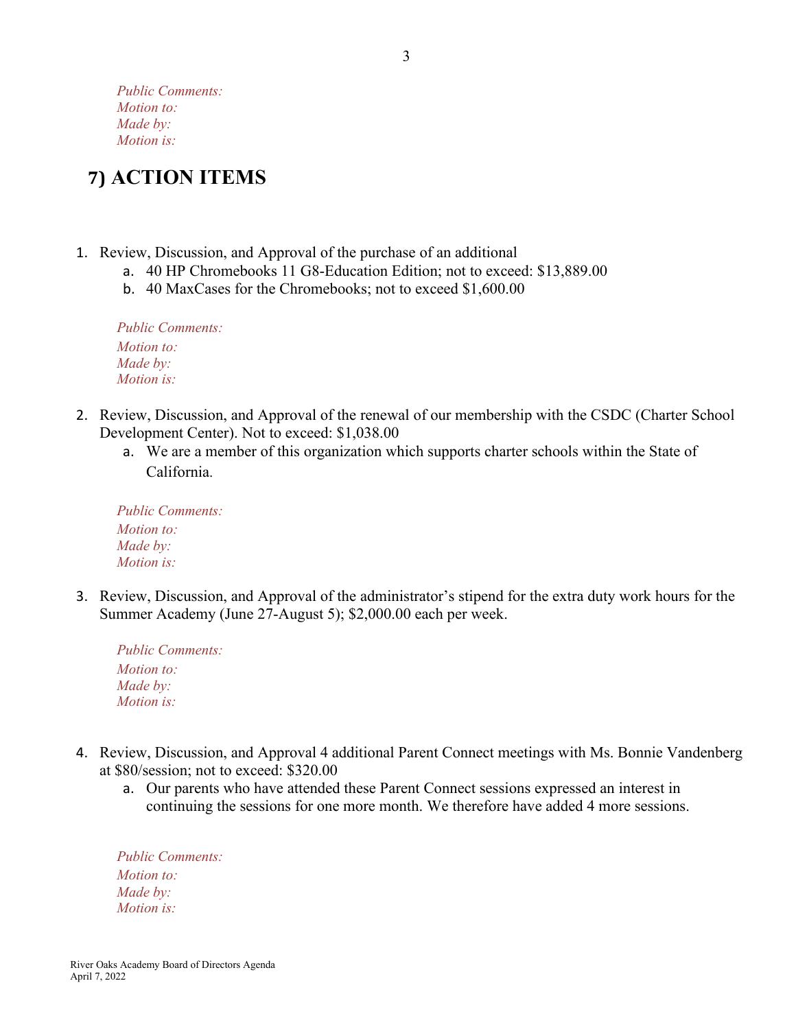*Public Comments:*
*Motion to:*
*Made by:*
*Motion is:*

## 7) ACTION ITEMS

1. Review, Discussion, and Approval of the purchase of an additional
   a. 40 HP Chromebooks 11 G8-Education Edition; not to exceed: $13,889.00
   b. 40 MaxCases for the Chromebooks; not to exceed $1,600.00

   *Public Comments:*
   *Motion to:*
   *Made by:*
   *Motion is:*

2. Review, Discussion, and Approval of the renewal of our membership with the CSDC (Charter School Development Center). Not to exceed: $1,038.00
   a. We are a member of this organization which supports charter schools within the State of California.

   *Public Comments:*
   *Motion to:*
   *Made by:*
   *Motion is:*

3. Review, Discussion, and Approval of the administrator's stipend for the extra duty work hours for the Summer Academy (June 27-August 5); $2,000.00 each per week.

   *Public Comments:*
   *Motion to:*
   *Made by:*
   *Motion is:*

4. Review, Discussion, and Approval 4 additional Parent Connect meetings with Ms. Bonnie Vandenberg at $80/session; not to exceed: $320.00
   a. Our parents who have attended these Parent Connect sessions expressed an interest in continuing the sessions for one more month. We therefore have added 4 more sessions.

   *Public Comments:*
   *Motion to:*
   *Made by:*
   *Motion is:*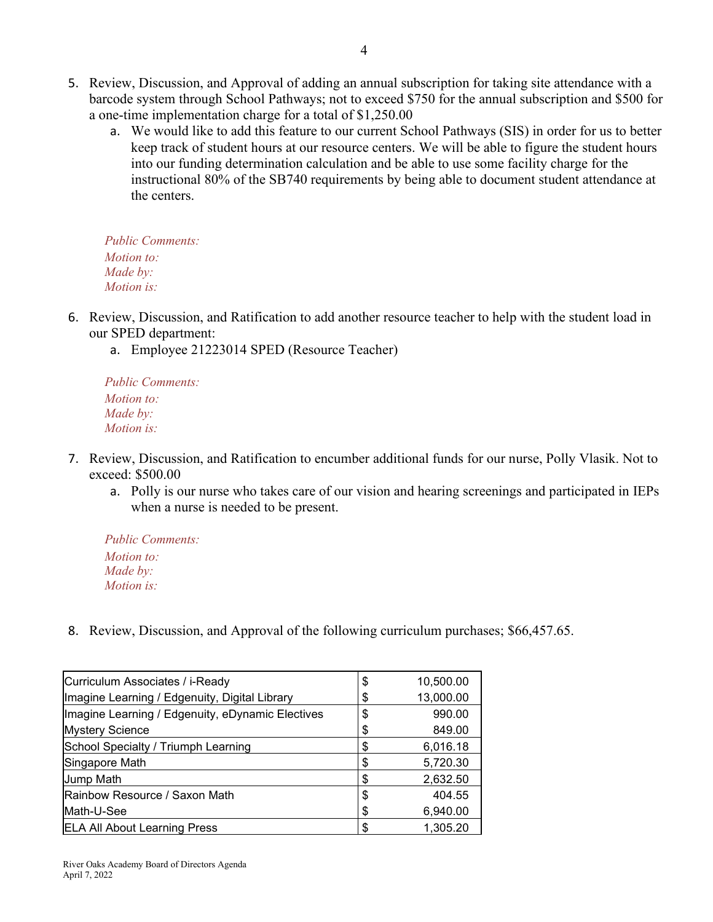5. Review, Discussion, and Approval of adding an annual subscription for taking site attendance with a barcode system through School Pathways; not to exceed $750 for the annual subscription and $500 for a one-time implementation charge for a total of $1,250.00
   a. We would like to add this feature to our current School Pathways (SIS) in order for us to better keep track of student hours at our resource centers. We will be able to figure the student hours into our funding determination calculation and be able to use some facility charge for the instructional 80% of the SB740 requirements by being able to document student attendance at the centers.

   *Public Comments:*
   *Motion to:*
   *Made by:*
   *Motion is:*

6. Review, Discussion, and Ratification to add another resource teacher to help with the student load in our SPED department:
   a. Employee 21223014 SPED (Resource Teacher)

   *Public Comments:*
   *Motion to:*
   *Made by:*
   *Motion is:*

7. Review, Discussion, and Ratification to encumber additional funds for our nurse, Polly Vlasik. Not to exceed: $500.00
   a. Polly is our nurse who takes care of our vision and hearing screenings and participated in IEPs when a nurse is needed to be present.

   *Public Comments:*
   *Motion to:*
   *Made by:*
   *Motion is:*

8. Review, Discussion, and Approval of the following curriculum purchases; $66,457.65.

| Vendor | Amount |
|---|---|
| Curriculum Associates / i-Ready | $ 10,500.00 |
| Imagine Learning / Edgenuity, Digital Library | $ 13,000.00 |
| Imagine Learning / Edgenuity, eDynamic Electives | $ 990.00 |
| Mystery Science | $ 849.00 |
| School Specialty / Triumph Learning | $ 6,016.18 |
| Singapore Math | $ 5,720.30 |
| Jump Math | $ 2,632.50 |
| Rainbow Resource / Saxon Math | $ 404.55 |
| Math-U-See | $ 6,940.00 |
| ELA All About Learning Press | $ 1,305.20 |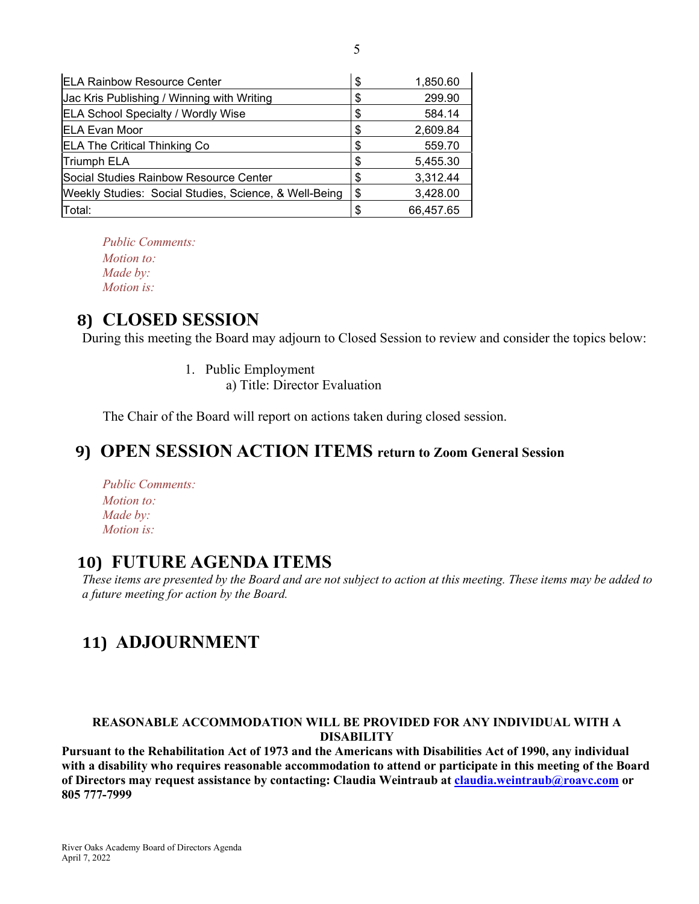| | | |
|---|---|---|
| ELA Rainbow Resource Center | $ | 1,850.60 |
| Jac Kris Publishing / Winning with Writing | $ | 299.90 |
| ELA School Specialty / Wordly Wise | $ | 584.14 |
| ELA Evan Moor | $ | 2,609.84 |
| ELA The Critical Thinking Co | $ | 559.70 |
| Triumph ELA | $ | 5,455.30 |
| Social Studies Rainbow Resource Center | $ | 3,312.44 |
| Weekly Studies: Social Studies, Science, & Well-Being | $ | 3,428.00 |
| Total: | $ | 66,457.65 |

*Public Comments:*
*Motion to:*
*Made by:*
*Motion is:*

## 8) CLOSED SESSION

During this meeting the Board may adjourn to Closed Session to review and consider the topics below:

1. Public Employment
   a) Title: Director Evaluation

The Chair of the Board will report on actions taken during closed session.

## 9) OPEN SESSION ACTION ITEMS return to Zoom General Session

*Public Comments:*
*Motion to:*
*Made by:*
*Motion is:*

## 10) FUTURE AGENDA ITEMS

*These items are presented by the Board and are not subject to action at this meeting. These items may be added to a future meeting for action by the Board.*

## 11) ADJOURNMENT

**REASONABLE ACCOMMODATION WILL BE PROVIDED FOR ANY INDIVIDUAL WITH A DISABILITY**

**Pursuant to the Rehabilitation Act of 1973 and the Americans with Disabilities Act of 1990, any individual with a disability who requires reasonable accommodation to attend or participate in this meeting of the Board of Directors may request assistance by contacting: Claudia Weintraub at claudia.weintraub@roavc.com or 805 777-7999**